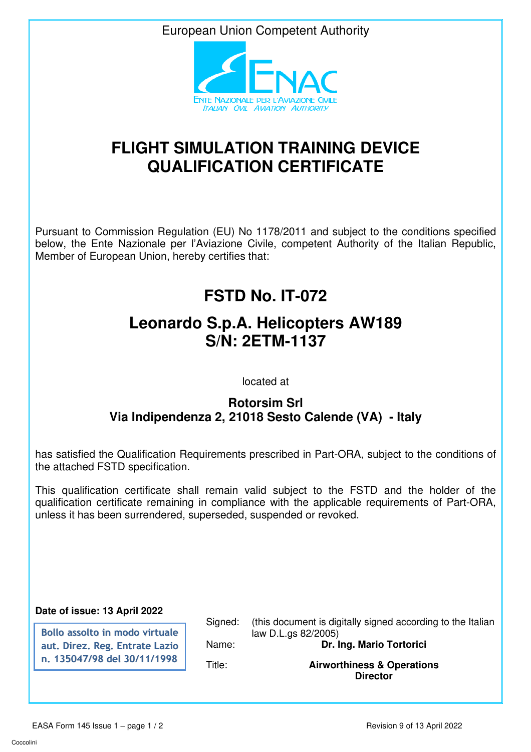European Union Competent Authority

ENAC

ENTE NAZIONALE PER L'AVIAZIONE CIVILE
ITALIAN CIVIL AVIATION AUTHORITY

# FLIGHT SIMULATION TRAINING DEVICE QUALIFICATION CERTIFICATE

Pursuant to Commission Regulation (EU) No 1178/2011 and subject to the conditions specified below, the Ente Nazionale per l'Aviazione Civile, competent Authority of the Italian Republic, Member of European Union, hereby certifies that:

## FSTD No. IT-072

## Leonardo S.p.A. Helicopters AW189
## S/N: 2ETM-1137

located at

**Rotorsim Srl**
**Via Indipendenza 2, 21018 Sesto Calende (VA) - Italy**

has satisfied the Qualification Requirements prescribed in Part-ORA, subject to the conditions of the attached FSTD specification.

This qualification certificate shall remain valid subject to the FSTD and the holder of the qualification certificate remaining in compliance with the applicable requirements of Part-ORA, unless it has been surrendered, superseded, suspended or revoked.

**Date of issue: 13 April 2022**

Bollo assolto in modo virtuale
aut. Direz. Reg. Entrate Lazio
n. 135047/98 del 30/11/1998

Signed: (this document is digitally signed according to the Italian law D.L.gs 82/2005)

Name: **Dr. Ing. Mario Tortorici**

Title: **Airworthiness & Operations Director**

EASA Form 145 Issue 1

Revision 9 of 13 April 2022

Coccolini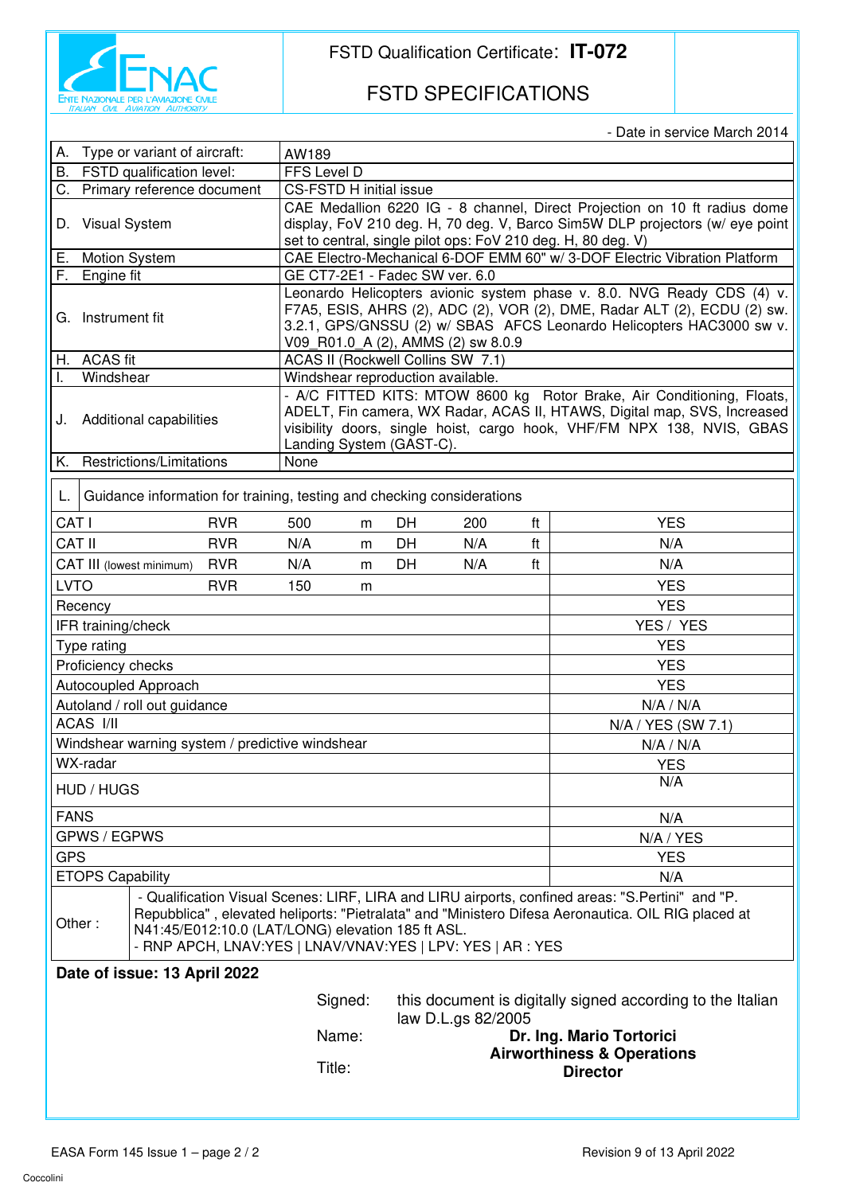ENTE NAZIONALE PER L'AVIAZIONE CIVILE
ITALIAN CIVIL AVIATION AUTHORITY

# FSTD Qualification Certificate: **IT-072**

## FSTD SPECIFICATIONS

- Date in service March 2014

| | |
|---|---|
| A. Type or variant of aircraft: | AW189 |
| B. FSTD qualification level: | FFS Level D |
| C. Primary reference document | CS-FSTD H initial issue |
| D. Visual System | CAE Medallion 6220 IG - 8 channel, Direct Projection on 10 ft radius dome display, FoV 210 deg. H, 70 deg. V, Barco Sim5W DLP projectors (w/ eye point set to central, single pilot ops: FoV 210 deg. H, 80 deg. V) |
| E. Motion System | CAE Electro-Mechanical 6-DOF EMM 60" w/ 3-DOF Electric Vibration Platform |
| F. Engine fit | GE CT7-2E1 - Fadec SW ver. 6.0 |
| G. Instrument fit | Leonardo Helicopters avionic system phase v. 8.0. NVG Ready CDS (4) v. F7A5, ESIS, AHRS (2), ADC (2), VOR (2), DME, Radar ALT (2), ECDU (2) sw. 3.2.1, GPS/GNSSU (2) w/ SBAS AFCS Leonardo Helicopters HAC3000 sw v. V09_R01.0_A (2), AMMS (2) sw 8.0.9 |
| H. ACAS fit | ACAS II (Rockwell Collins SW 7.1) |
| I. Windshear | Windshear reproduction available. |
| J. Additional capabilities | - A/C FITTED KITS: MTOW 8600 kg Rotor Brake, Air Conditioning, Floats, ADELT, Fin camera, WX Radar, ACAS II, HTAWS, Digital map, SVS, Increased visibility doors, single hoist, cargo hook, VHF/FM NPX 138, NVIS, GBAS Landing System (GAST-C). |
| K. Restrictions/Limitations | None |

L. Guidance information for training, testing and checking considerations

| | | | | | | | |
|---|---|---|---|---|---|---|---|
| CAT I | RVR | 500 | m | DH | 200 | ft | YES |
| CAT II | RVR | N/A | m | DH | N/A | ft | N/A |
| CAT III (lowest minimum) | RVR | N/A | m | DH | N/A | ft | N/A |
| LVTO | RVR | 150 | m | | | | YES |
| Recency | | | | | | | YES |
| IFR training/check | | | | | | | YES / YES |
| Type rating | | | | | | | YES |
| Proficiency checks | | | | | | | YES |
| Autocoupled Approach | | | | | | | YES |
| Autoland / roll out guidance | | | | | | | N/A / N/A |
| ACAS I/II | | | | | | | N/A / YES (SW 7.1) |
| Windshear warning system / predictive windshear | | | | | | | N/A / N/A |
| WX-radar | | | | | | | YES |
| HUD / HUGS | | | | | | | N/A |
| FANS | | | | | | | N/A |
| GPWS / EGPWS | | | | | | | N/A / YES |
| GPS | | | | | | | YES |
| ETOPS Capability | | | | | | | N/A |

Other :
- Qualification Visual Scenes: LIRF, LIRA and LIRU airports, confined areas: "S.Pertini" and "P. Repubblica" , elevated heliports: "Pietralata" and "Ministero Difesa Aeronautica. OIL RIG placed at N41:45/E012:10.0 (LAT/LONG) elevation 185 ft ASL.
- RNP APCH, LNAV:YES | LNAV/VNAV:YES | LPV: YES | AR : YES

**Date of issue: 13 April 2022**

Signed: this document is digitally signed according to the Italian law D.Lg.s 82/2005

Name: **Dr. Ing. Mario Tortorici**

Title: **Airworthiness & Operations Director**

EASA Form 145 Issue 1 – page 2 / 2

Revision 9 of 13 April 2022

Coccolini